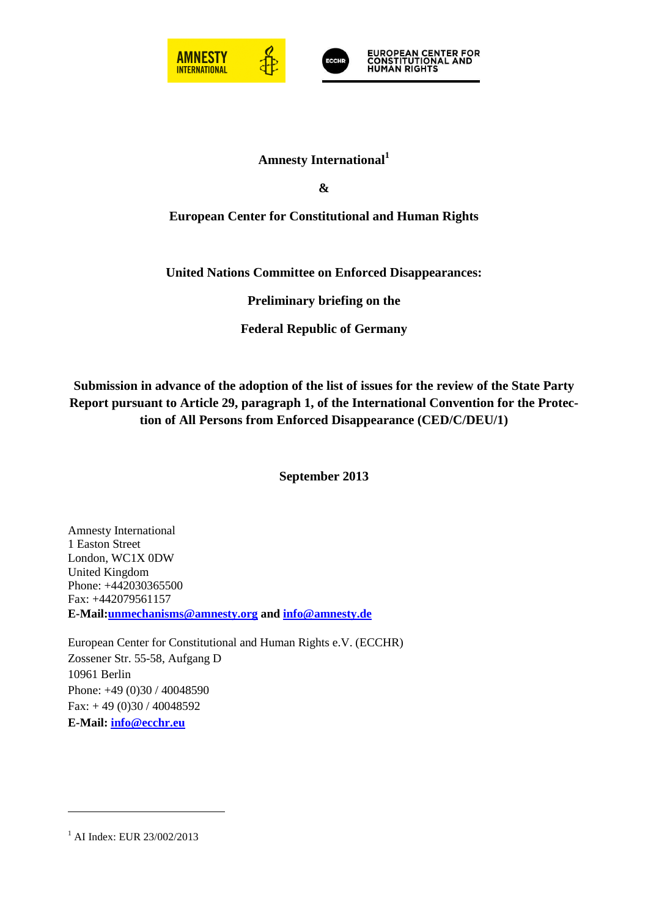**Amnesty International**[1]

**&**

**European Center for Constitutional and Human Rights**

**United Nations Committee on Enforced Disappearances:**

**Preliminary briefing on the**

**Federal Republic of Germany**

**Submission in advance of the adoption of the list of issues for the review of the State Party Report pursuant to Article 29, paragraph 1, of the International Convention for the Protection of All Persons from Enforced Disappearance (CED/C/DEU/1)**

**September 2013**

Amnesty International
1 Easton Street
London, WC1X 0DW
United Kingdom
Phone: +442030365500
Fax: +442079561157
**E-Mail:unmechanisms@amnesty.org and info@amnesty.de**

European Center for Constitutional and Human Rights e.V. (ECCHR)
Zossener Str. 55-58, Aufgang D
10961 Berlin
Phone: +49 (0)30 / 40048590
Fax: + 49 (0)30 / 40048592
**E-Mail: info@ecchr.eu**

[1] AI Index: EUR 23/002/2013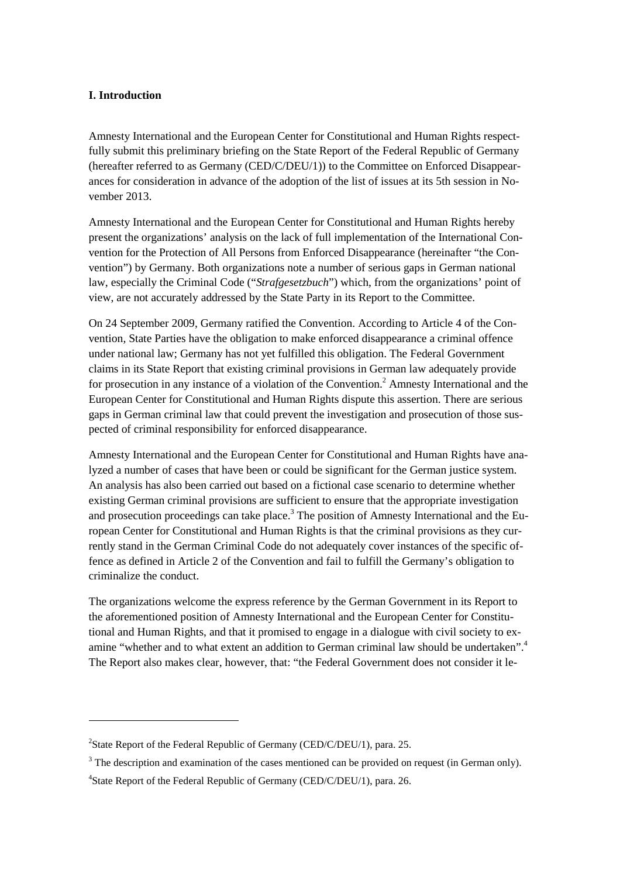## I. Introduction

Amnesty International and the European Center for Constitutional and Human Rights respectfully submit this preliminary briefing on the State Report of the Federal Republic of Germany (hereafter referred to as Germany (CED/C/DEU/1)) to the Committee on Enforced Disappearances for consideration in advance of the adoption of the list of issues at its 5th session in November 2013.

Amnesty International and the European Center for Constitutional and Human Rights hereby present the organizations' analysis on the lack of full implementation of the International Convention for the Protection of All Persons from Enforced Disappearance (hereinafter "the Convention") by Germany. Both organizations note a number of serious gaps in German national law, especially the Criminal Code ("*Strafgesetzbuch*") which, from the organizations' point of view, are not accurately addressed by the State Party in its Report to the Committee.

On 24 September 2009, Germany ratified the Convention. According to Article 4 of the Convention, State Parties have the obligation to make enforced disappearance a criminal offence under national law; Germany has not yet fulfilled this obligation. The Federal Government claims in its State Report that existing criminal provisions in German law adequately provide for prosecution in any instance of a violation of the Convention.[2] Amnesty International and the European Center for Constitutional and Human Rights dispute this assertion. There are serious gaps in German criminal law that could prevent the investigation and prosecution of those suspected of criminal responsibility for enforced disappearance.

Amnesty International and the European Center for Constitutional and Human Rights have analyzed a number of cases that have been or could be significant for the German justice system. An analysis has also been carried out based on a fictional case scenario to determine whether existing German criminal provisions are sufficient to ensure that the appropriate investigation and prosecution proceedings can take place.[3] The position of Amnesty International and the European Center for Constitutional and Human Rights is that the criminal provisions as they currently stand in the German Criminal Code do not adequately cover instances of the specific offence as defined in Article 2 of the Convention and fail to fulfill the Germany's obligation to criminalize the conduct.

The organizations welcome the express reference by the German Government in its Report to the aforementioned position of Amnesty International and the European Center for Constitutional and Human Rights, and that it promised to engage in a dialogue with civil society to examine "whether and to what extent an addition to German criminal law should be undertaken".[4] The Report also makes clear, however, that: "the Federal Government does not consider it le-

---

[2] State Report of the Federal Republic of Germany (CED/C/DEU/1), para. 25.

[3] The description and examination of the cases mentioned can be provided on request (in German only).

[4] State Report of the Federal Republic of Germany (CED/C/DEU/1), para. 26.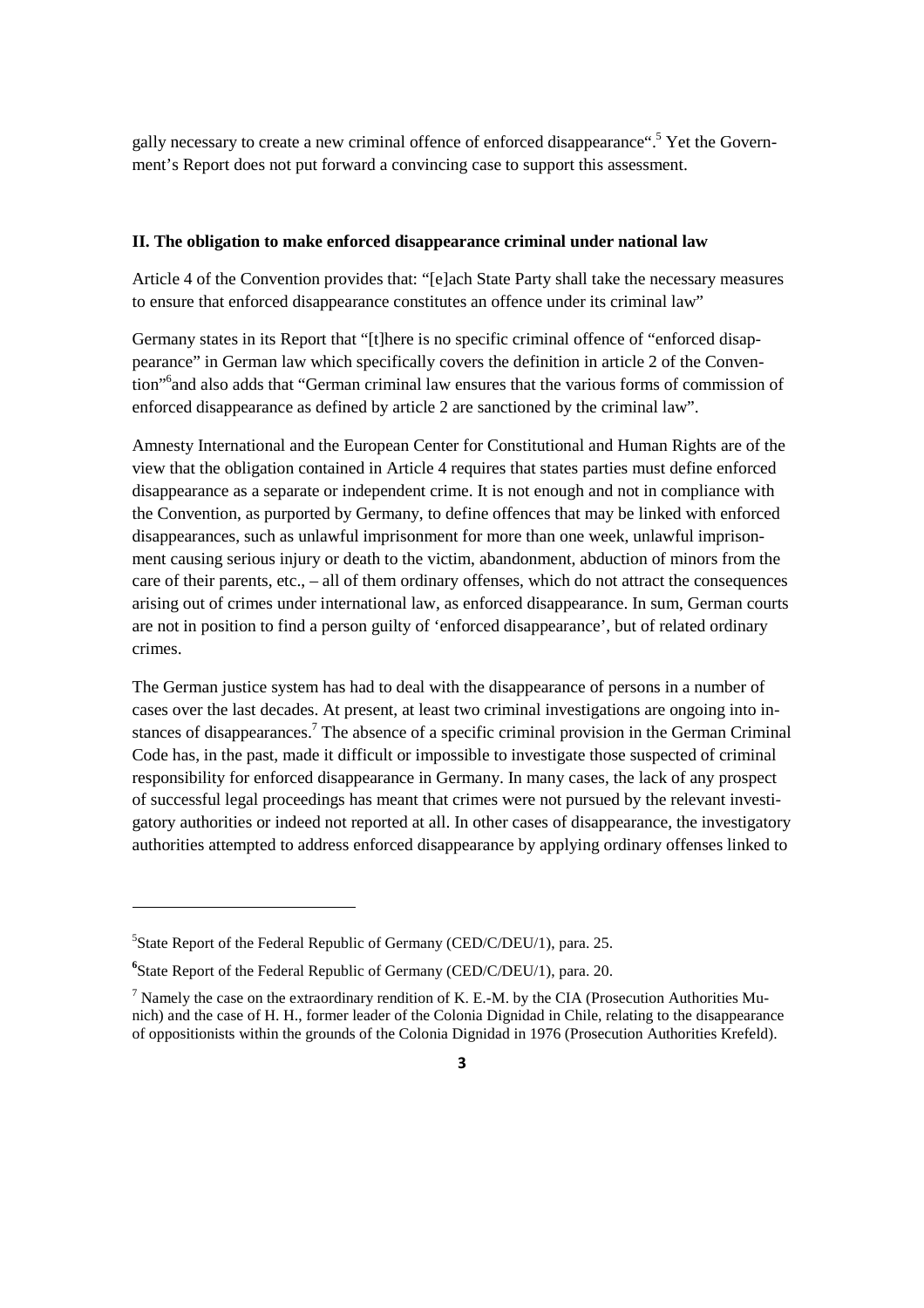gally necessary to create a new criminal offence of enforced disappearance".[5] Yet the Government's Report does not put forward a convincing case to support this assessment.

## II. The obligation to make enforced disappearance criminal under national law

Article 4 of the Convention provides that: "[e]ach State Party shall take the necessary measures to ensure that enforced disappearance constitutes an offence under its criminal law"

Germany states in its Report that "[t]here is no specific criminal offence of "enforced disappearance" in German law which specifically covers the definition in article 2 of the Convention"[6]and also adds that "German criminal law ensures that the various forms of commission of enforced disappearance as defined by article 2 are sanctioned by the criminal law".

Amnesty International and the European Center for Constitutional and Human Rights are of the view that the obligation contained in Article 4 requires that states parties must define enforced disappearance as a separate or independent crime. It is not enough and not in compliance with the Convention, as purported by Germany, to define offences that may be linked with enforced disappearances, such as unlawful imprisonment for more than one week, unlawful imprisonment causing serious injury or death to the victim, abandonment, abduction of minors from the care of their parents, etc., – all of them ordinary offenses, which do not attract the consequences arising out of crimes under international law, as enforced disappearance. In sum, German courts are not in position to find a person guilty of 'enforced disappearance', but of related ordinary crimes.

The German justice system has had to deal with the disappearance of persons in a number of cases over the last decades. At present, at least two criminal investigations are ongoing into instances of disappearances.[7] The absence of a specific criminal provision in the German Criminal Code has, in the past, made it difficult or impossible to investigate those suspected of criminal responsibility for enforced disappearance in Germany. In many cases, the lack of any prospect of successful legal proceedings has meant that crimes were not pursued by the relevant investigatory authorities or indeed not reported at all. In other cases of disappearance, the investigatory authorities attempted to address enforced disappearance by applying ordinary offenses linked to

---

[5] State Report of the Federal Republic of Germany (CED/C/DEU/1), para. 25.

[6] State Report of the Federal Republic of Germany (CED/C/DEU/1), para. 20.

[7] Namely the case on the extraordinary rendition of K. E.-M. by the CIA (Prosecution Authorities Munich) and the case of H. H., former leader of the Colonia Dignidad in Chile, relating to the disappearance of oppositionists within the grounds of the Colonia Dignidad in 1976 (Prosecution Authorities Krefeld).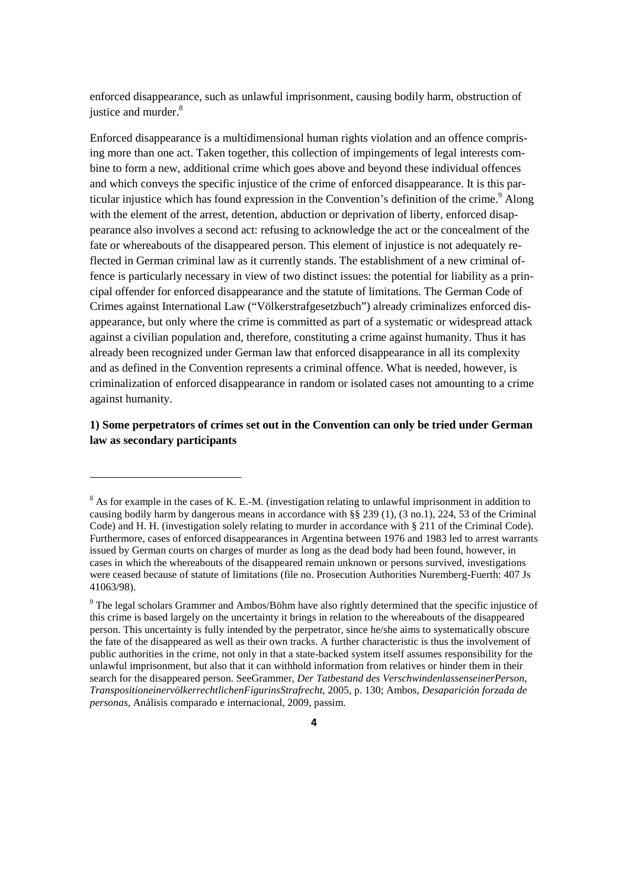enforced disappearance, such as unlawful imprisonment, causing bodily harm, obstruction of justice and murder.[8]

Enforced disappearance is a multidimensional human rights violation and an offence comprising more than one act. Taken together, this collection of impingements of legal interests combine to form a new, additional crime which goes above and beyond these individual offences and which conveys the specific injustice of the crime of enforced disappearance. It is this particular injustice which has found expression in the Convention's definition of the crime.[9] Along with the element of the arrest, detention, abduction or deprivation of liberty, enforced disappearance also involves a second act: refusing to acknowledge the act or the concealment of the fate or whereabouts of the disappeared person. This element of injustice is not adequately reflected in German criminal law as it currently stands. The establishment of a new criminal offence is particularly necessary in view of two distinct issues: the potential for liability as a principal offender for enforced disappearance and the statute of limitations. The German Code of Crimes against International Law ("Völkerstrafgesetzbuch") already criminalizes enforced disappearance, but only where the crime is committed as part of a systematic or widespread attack against a civilian population and, therefore, constituting a crime against humanity. Thus it has already been recognized under German law that enforced disappearance in all its complexity and as defined in the Convention represents a criminal offence. What is needed, however, is criminalization of enforced disappearance in random or isolated cases not amounting to a crime against humanity.

**1) Some perpetrators of crimes set out in the Convention can only be tried under German law as secondary participants**

---

[8] As for example in the cases of K. E.-M. (investigation relating to unlawful imprisonment in addition to causing bodily harm by dangerous means in accordance with §§ 239 (1), (3 no.1), 224, 53 of the Criminal Code) and H. H. (investigation solely relating to murder in accordance with § 211 of the Criminal Code). Furthermore, cases of enforced disappearances in Argentina between 1976 and 1983 led to arrest warrants issued by German courts on charges of murder as long as the dead body had been found, however, in cases in which the whereabouts of the disappeared remain unknown or persons survived, investigations were ceased because of statute of limitations (file no. Prosecution Authorities Nuremberg-Fuerth: 407 Js 41063/98).

[9] The legal scholars Grammer and Ambos/Böhm have also rightly determined that the specific injustice of this crime is based largely on the uncertainty it brings in relation to the whereabouts of the disappeared person. This uncertainty is fully intended by the perpetrator, since he/she aims to systematically obscure the fate of the disappeared as well as their own tracks. A further characteristic is thus the involvement of public authorities in the crime, not only in that a state-backed system itself assumes responsibility for the unlawful imprisonment, but also that it can withhold information from relatives or hinder them in their search for the disappeared person. SeeGrammer, *Der Tatbestand des VerschwindenlassenseinerPerson, TranspositioneinervölkerrechtlichenFigurinsStrafrecht*, 2005, p. 130; Ambos, *Desaparición forzada de personas*, Análisis comparado e internacional, 2009, passim.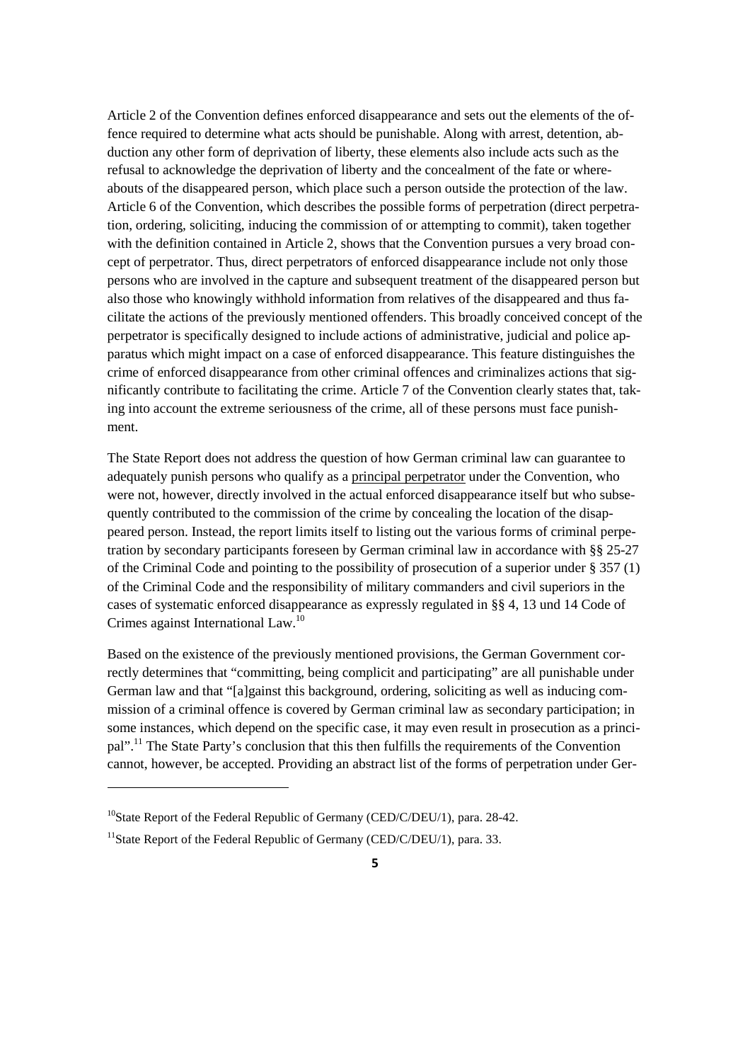Article 2 of the Convention defines enforced disappearance and sets out the elements of the offence required to determine what acts should be punishable. Along with arrest, detention, abduction any other form of deprivation of liberty, these elements also include acts such as the refusal to acknowledge the deprivation of liberty and the concealment of the fate or whereabouts of the disappeared person, which place such a person outside the protection of the law. Article 6 of the Convention, which describes the possible forms of perpetration (direct perpetration, ordering, soliciting, inducing the commission of or attempting to commit), taken together with the definition contained in Article 2, shows that the Convention pursues a very broad concept of perpetrator. Thus, direct perpetrators of enforced disappearance include not only those persons who are involved in the capture and subsequent treatment of the disappeared person but also those who knowingly withhold information from relatives of the disappeared and thus facilitate the actions of the previously mentioned offenders. This broadly conceived concept of the perpetrator is specifically designed to include actions of administrative, judicial and police apparatus which might impact on a case of enforced disappearance. This feature distinguishes the crime of enforced disappearance from other criminal offences and criminalizes actions that significantly contribute to facilitating the crime. Article 7 of the Convention clearly states that, taking into account the extreme seriousness of the crime, all of these persons must face punishment.

The State Report does not address the question of how German criminal law can guarantee to adequately punish persons who qualify as a <u>principal perpetrator</u> under the Convention, who were not, however, directly involved in the actual enforced disappearance itself but who subsequently contributed to the commission of the crime by concealing the location of the disappeared person. Instead, the report limits itself to listing out the various forms of criminal perpetration by secondary participants foreseen by German criminal law in accordance with §§ 25-27 of the Criminal Code and pointing to the possibility of prosecution of a superior under § 357 (1) of the Criminal Code and the responsibility of military commanders and civil superiors in the cases of systematic enforced disappearance as expressly regulated in §§ 4, 13 und 14 Code of Crimes against International Law.[10]

Based on the existence of the previously mentioned provisions, the German Government correctly determines that "committing, being complicit and participating" are all punishable under German law and that "[a]gainst this background, ordering, soliciting as well as inducing commission of a criminal offence is covered by German criminal law as secondary participation; in some instances, which depend on the specific case, it may even result in prosecution as a principal".[11] The State Party's conclusion that this then fulfills the requirements of the Convention cannot, however, be accepted. Providing an abstract list of the forms of perpetration under Ger-

---

[10] State Report of the Federal Republic of Germany (CED/C/DEU/1), para. 28-42.

[11] State Report of the Federal Republic of Germany (CED/C/DEU/1), para. 33.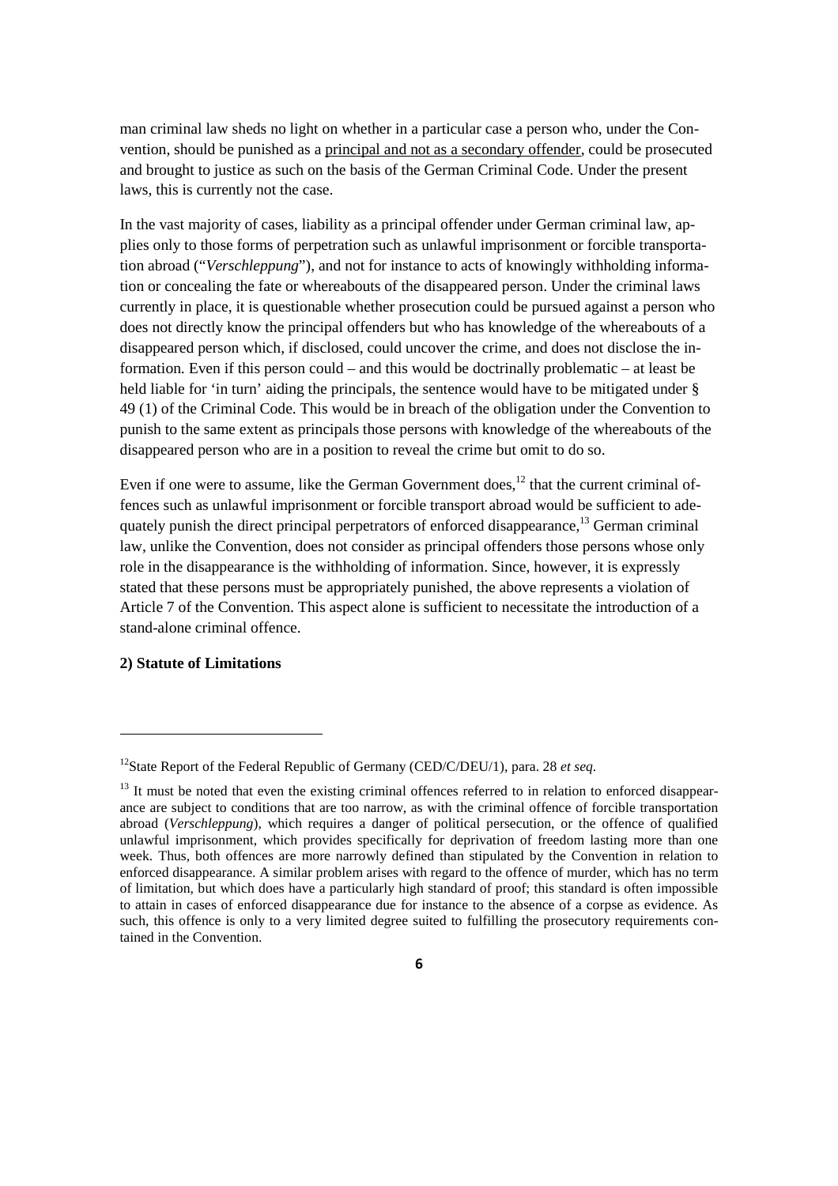man criminal law sheds no light on whether in a particular case a person who, under the Convention, should be punished as a <u>principal and not as a secondary offender</u>, could be prosecuted and brought to justice as such on the basis of the German Criminal Code. Under the present laws, this is currently not the case.

In the vast majority of cases, liability as a principal offender under German criminal law, applies only to those forms of perpetration such as unlawful imprisonment or forcible transportation abroad ("*Verschleppung*"), and not for instance to acts of knowingly withholding information or concealing the fate or whereabouts of the disappeared person. Under the criminal laws currently in place, it is questionable whether prosecution could be pursued against a person who does not directly know the principal offenders but who has knowledge of the whereabouts of a disappeared person which, if disclosed, could uncover the crime, and does not disclose the information. Even if this person could – and this would be doctrinally problematic – at least be held liable for 'in turn' aiding the principals, the sentence would have to be mitigated under § 49 (1) of the Criminal Code. This would be in breach of the obligation under the Convention to punish to the same extent as principals those persons with knowledge of the whereabouts of the disappeared person who are in a position to reveal the crime but omit to do so.

Even if one were to assume, like the German Government does,[12] that the current criminal offences such as unlawful imprisonment or forcible transport abroad would be sufficient to adequately punish the direct principal perpetrators of enforced disappearance,[13] German criminal law, unlike the Convention, does not consider as principal offenders those persons whose only role in the disappearance is the withholding of information. Since, however, it is expressly stated that these persons must be appropriately punished, the above represents a violation of Article 7 of the Convention. This aspect alone is sufficient to necessitate the introduction of a stand-alone criminal offence.

**2) Statute of Limitations**

---

[12] State Report of the Federal Republic of Germany (CED/C/DEU/1), para. 28 *et seq*.

[13] It must be noted that even the existing criminal offences referred to in relation to enforced disappearance are subject to conditions that are too narrow, as with the criminal offence of forcible transportation abroad (*Verschleppung*), which requires a danger of political persecution, or the offence of qualified unlawful imprisonment, which provides specifically for deprivation of freedom lasting more than one week. Thus, both offences are more narrowly defined than stipulated by the Convention in relation to enforced disappearance. A similar problem arises with regard to the offence of murder, which has no term of limitation, but which does have a particularly high standard of proof; this standard is often impossible to attain in cases of enforced disappearance due for instance to the absence of a corpse as evidence. As such, this offence is only to a very limited degree suited to fulfilling the prosecutory requirements contained in the Convention.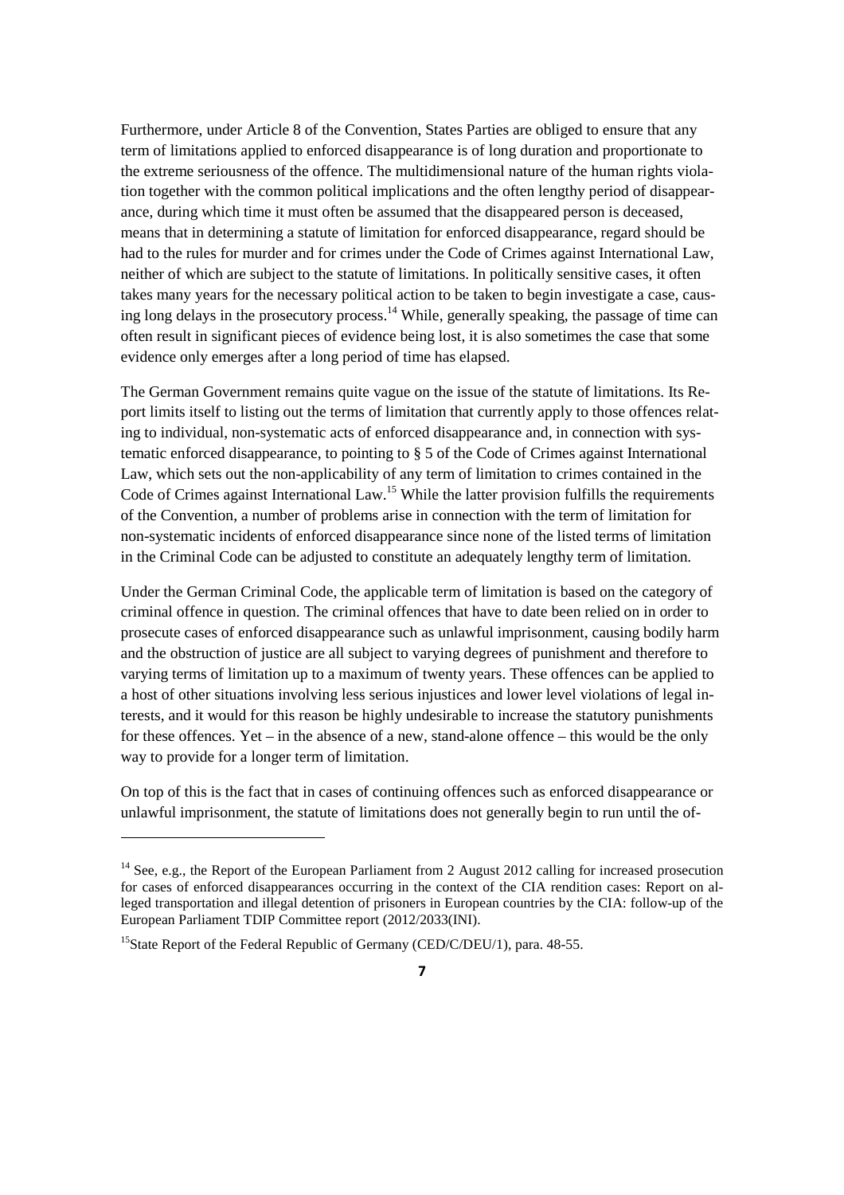Furthermore, under Article 8 of the Convention, States Parties are obliged to ensure that any term of limitations applied to enforced disappearance is of long duration and proportionate to the extreme seriousness of the offence. The multidimensional nature of the human rights violation together with the common political implications and the often lengthy period of disappearance, during which time it must often be assumed that the disappeared person is deceased, means that in determining a statute of limitation for enforced disappearance, regard should be had to the rules for murder and for crimes under the Code of Crimes against International Law, neither of which are subject to the statute of limitations. In politically sensitive cases, it often takes many years for the necessary political action to be taken to begin investigate a case, causing long delays in the prosecutory process.[14] While, generally speaking, the passage of time can often result in significant pieces of evidence being lost, it is also sometimes the case that some evidence only emerges after a long period of time has elapsed.

The German Government remains quite vague on the issue of the statute of limitations. Its Report limits itself to listing out the terms of limitation that currently apply to those offences relating to individual, non-systematic acts of enforced disappearance and, in connection with systematic enforced disappearance, to pointing to § 5 of the Code of Crimes against International Law, which sets out the non-applicability of any term of limitation to crimes contained in the Code of Crimes against International Law.[15] While the latter provision fulfills the requirements of the Convention, a number of problems arise in connection with the term of limitation for non-systematic incidents of enforced disappearance since none of the listed terms of limitation in the Criminal Code can be adjusted to constitute an adequately lengthy term of limitation.

Under the German Criminal Code, the applicable term of limitation is based on the category of criminal offence in question. The criminal offences that have to date been relied on in order to prosecute cases of enforced disappearance such as unlawful imprisonment, causing bodily harm and the obstruction of justice are all subject to varying degrees of punishment and therefore to varying terms of limitation up to a maximum of twenty years. These offences can be applied to a host of other situations involving less serious injustices and lower level violations of legal interests, and it would for this reason be highly undesirable to increase the statutory punishments for these offences. Yet – in the absence of a new, stand-alone offence – this would be the only way to provide for a longer term of limitation.

On top of this is the fact that in cases of continuing offences such as enforced disappearance or unlawful imprisonment, the statute of limitations does not generally begin to run until the of-

---

[14] See, e.g., the Report of the European Parliament from 2 August 2012 calling for increased prosecution for cases of enforced disappearances occurring in the context of the CIA rendition cases: Report on alleged transportation and illegal detention of prisoners in European countries by the CIA: follow-up of the European Parliament TDIP Committee report (2012/2033(INI).

[15] State Report of the Federal Republic of Germany (CED/C/DEU/1), para. 48-55.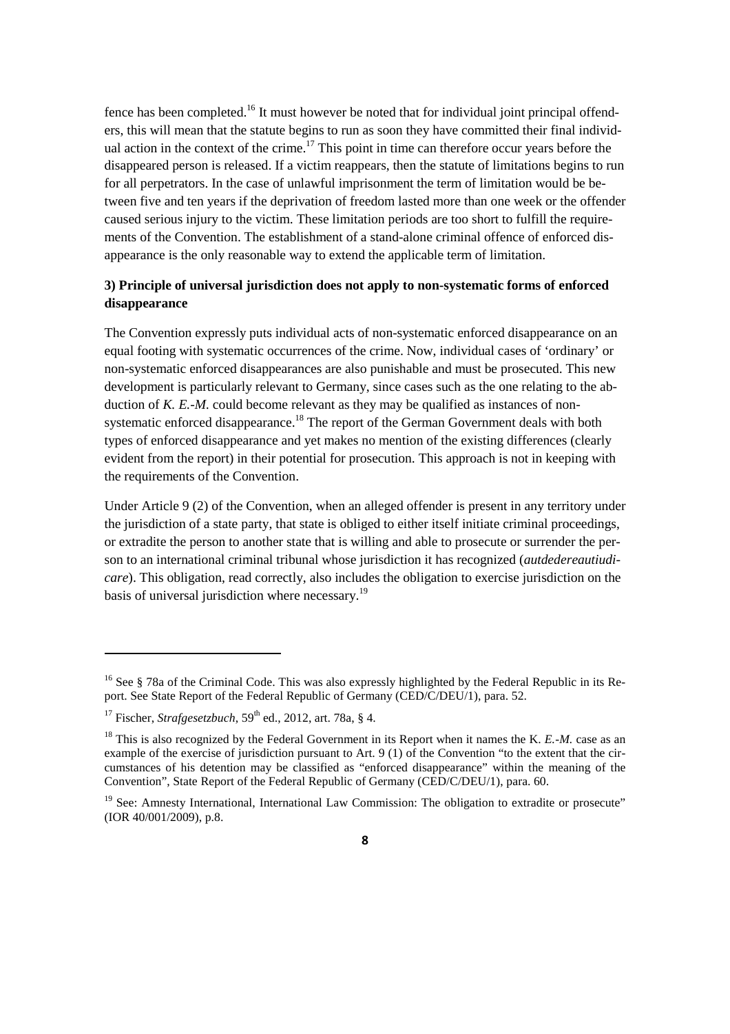fence has been completed.[16] It must however be noted that for individual joint principal offenders, this will mean that the statute begins to run as soon they have committed their final individual action in the context of the crime.[17] This point in time can therefore occur years before the disappeared person is released. If a victim reappears, then the statute of limitations begins to run for all perpetrators. In the case of unlawful imprisonment the term of limitation would be between five and ten years if the deprivation of freedom lasted more than one week or the offender caused serious injury to the victim. These limitation periods are too short to fulfill the requirements of the Convention. The establishment of a stand-alone criminal offence of enforced disappearance is the only reasonable way to extend the applicable term of limitation.

**3) Principle of universal jurisdiction does not apply to non-systematic forms of enforced disappearance**

The Convention expressly puts individual acts of non-systematic enforced disappearance on an equal footing with systematic occurrences of the crime. Now, individual cases of 'ordinary' or non-systematic enforced disappearances are also punishable and must be prosecuted. This new development is particularly relevant to Germany, since cases such as the one relating to the abduction of *K. E.-M.* could become relevant as they may be qualified as instances of non-systematic enforced disappearance.[18] The report of the German Government deals with both types of enforced disappearance and yet makes no mention of the existing differences (clearly evident from the report) in their potential for prosecution. This approach is not in keeping with the requirements of the Convention.

Under Article 9 (2) of the Convention, when an alleged offender is present in any territory under the jurisdiction of a state party, that state is obliged to either itself initiate criminal proceedings, or extradite the person to another state that is willing and able to prosecute or surrender the person to an international criminal tribunal whose jurisdiction it has recognized (*autdedereautiudicare*). This obligation, read correctly, also includes the obligation to exercise jurisdiction on the basis of universal jurisdiction where necessary.[19]

---

[16] See § 78a of the Criminal Code. This was also expressly highlighted by the Federal Republic in its Report. See State Report of the Federal Republic of Germany (CED/C/DEU/1), para. 52.

[17] Fischer, *Strafgesetzbuch*, 59th ed., 2012, art. 78a, § 4.

[18] This is also recognized by the Federal Government in its Report when it names the K. *E.-M.* case as an example of the exercise of jurisdiction pursuant to Art. 9 (1) of the Convention "to the extent that the circumstances of his detention may be classified as "enforced disappearance" within the meaning of the Convention", State Report of the Federal Republic of Germany (CED/C/DEU/1), para. 60.

[19] See: Amnesty International, International Law Commission: The obligation to extradite or prosecute" (IOR 40/001/2009), p.8.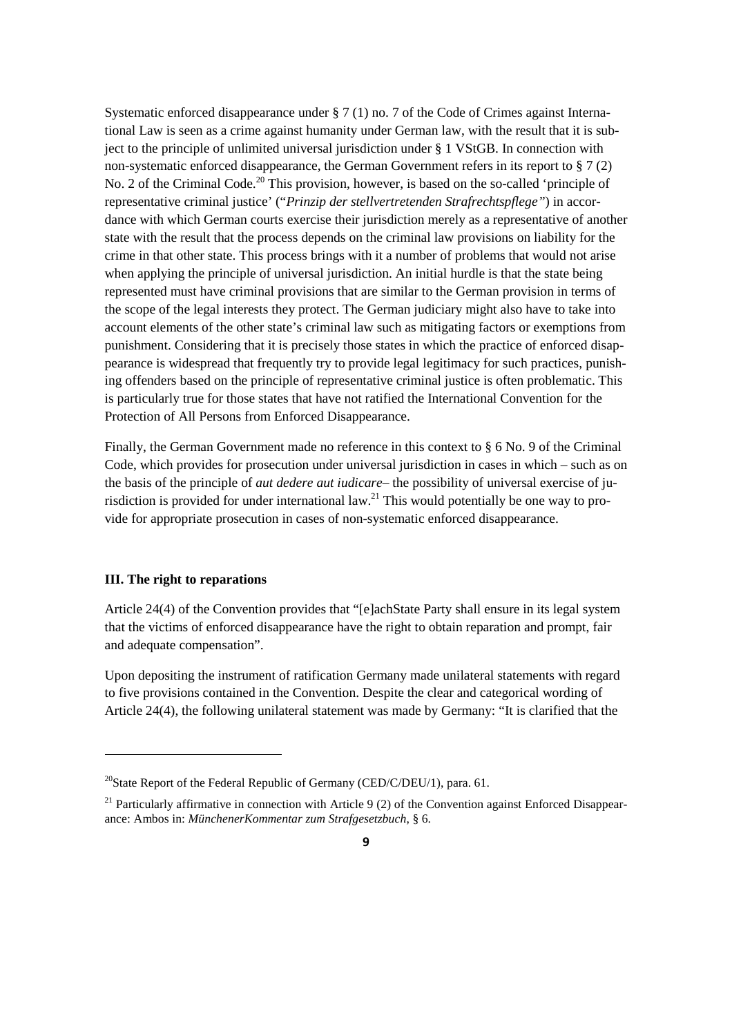Systematic enforced disappearance under § 7 (1) no. 7 of the Code of Crimes against International Law is seen as a crime against humanity under German law, with the result that it is subject to the principle of unlimited universal jurisdiction under § 1 VStGB. In connection with non-systematic enforced disappearance, the German Government refers in its report to § 7 (2) No. 2 of the Criminal Code.[20] This provision, however, is based on the so-called 'principle of representative criminal justice' ("*Prinzip der stellvertretenden Strafrechtspflege*") in accordance with which German courts exercise their jurisdiction merely as a representative of another state with the result that the process depends on the criminal law provisions on liability for the crime in that other state. This process brings with it a number of problems that would not arise when applying the principle of universal jurisdiction. An initial hurdle is that the state being represented must have criminal provisions that are similar to the German provision in terms of the scope of the legal interests they protect. The German judiciary might also have to take into account elements of the other state's criminal law such as mitigating factors or exemptions from punishment. Considering that it is precisely those states in which the practice of enforced disappearance is widespread that frequently try to provide legal legitimacy for such practices, punishing offenders based on the principle of representative criminal justice is often problematic. This is particularly true for those states that have not ratified the International Convention for the Protection of All Persons from Enforced Disappearance.

Finally, the German Government made no reference in this context to § 6 No. 9 of the Criminal Code, which provides for prosecution under universal jurisdiction in cases in which – such as on the basis of the principle of *aut dedere aut iudicare*– the possibility of universal exercise of jurisdiction is provided for under international law.[21] This would potentially be one way to provide for appropriate prosecution in cases of non-systematic enforced disappearance.

### III. The right to reparations

Article 24(4) of the Convention provides that "[e]achState Party shall ensure in its legal system that the victims of enforced disappearance have the right to obtain reparation and prompt, fair and adequate compensation".

Upon depositing the instrument of ratification Germany made unilateral statements with regard to five provisions contained in the Convention. Despite the clear and categorical wording of Article 24(4), the following unilateral statement was made by Germany: "It is clarified that the

---

[20] State Report of the Federal Republic of Germany (CED/C/DEU/1), para. 61.

[21] Particularly affirmative in connection with Article 9 (2) of the Convention against Enforced Disappearance: Ambos in: *MünchenerKommentar zum Strafgesetzbuch*, § 6.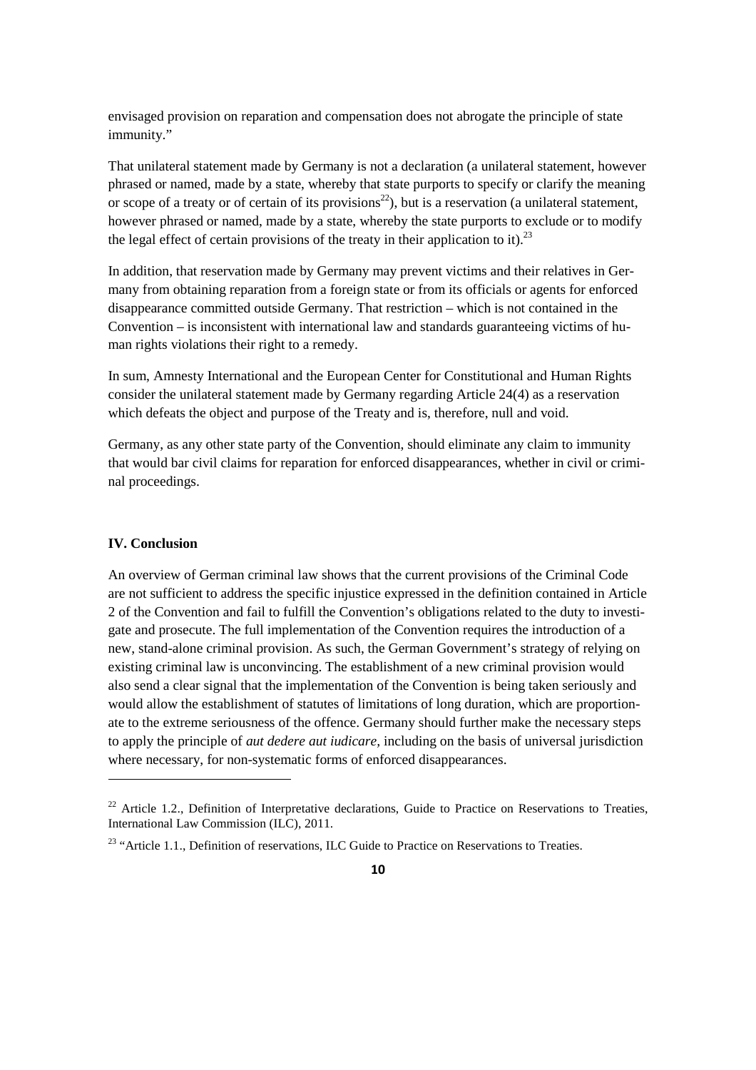envisaged provision on reparation and compensation does not abrogate the principle of state immunity."

That unilateral statement made by Germany is not a declaration (a unilateral statement, however phrased or named, made by a state, whereby that state purports to specify or clarify the meaning or scope of a treaty or of certain of its provisions[22]), but is a reservation (a unilateral statement, however phrased or named, made by a state, whereby the state purports to exclude or to modify the legal effect of certain provisions of the treaty in their application to it).[23]

In addition, that reservation made by Germany may prevent victims and their relatives in Germany from obtaining reparation from a foreign state or from its officials or agents for enforced disappearance committed outside Germany. That restriction – which is not contained in the Convention – is inconsistent with international law and standards guaranteeing victims of human rights violations their right to a remedy.

In sum, Amnesty International and the European Center for Constitutional and Human Rights consider the unilateral statement made by Germany regarding Article 24(4) as a reservation which defeats the object and purpose of the Treaty and is, therefore, null and void.

Germany, as any other state party of the Convention, should eliminate any claim to immunity that would bar civil claims for reparation for enforced disappearances, whether in civil or criminal proceedings.

## IV. Conclusion

An overview of German criminal law shows that the current provisions of the Criminal Code are not sufficient to address the specific injustice expressed in the definition contained in Article 2 of the Convention and fail to fulfill the Convention's obligations related to the duty to investigate and prosecute. The full implementation of the Convention requires the introduction of a new, stand-alone criminal provision. As such, the German Government's strategy of relying on existing criminal law is unconvincing. The establishment of a new criminal provision would also send a clear signal that the implementation of the Convention is being taken seriously and would allow the establishment of statutes of limitations of long duration, which are proportionate to the extreme seriousness of the offence. Germany should further make the necessary steps to apply the principle of *aut dedere aut iudicare,* including on the basis of universal jurisdiction where necessary, for non-systematic forms of enforced disappearances.

---

[22] Article 1.2., Definition of Interpretative declarations, Guide to Practice on Reservations to Treaties, International Law Commission (ILC), 2011.

[23] "Article 1.1., Definition of reservations, ILC Guide to Practice on Reservations to Treaties.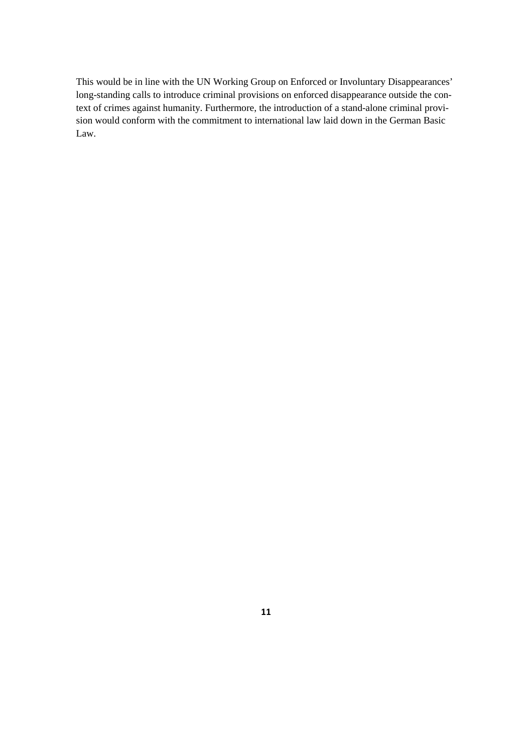This would be in line with the UN Working Group on Enforced or Involuntary Disappearances' long-standing calls to introduce criminal provisions on enforced disappearance outside the context of crimes against humanity. Furthermore, the introduction of a stand-alone criminal provision would conform with the commitment to international law laid down in the German Basic Law.